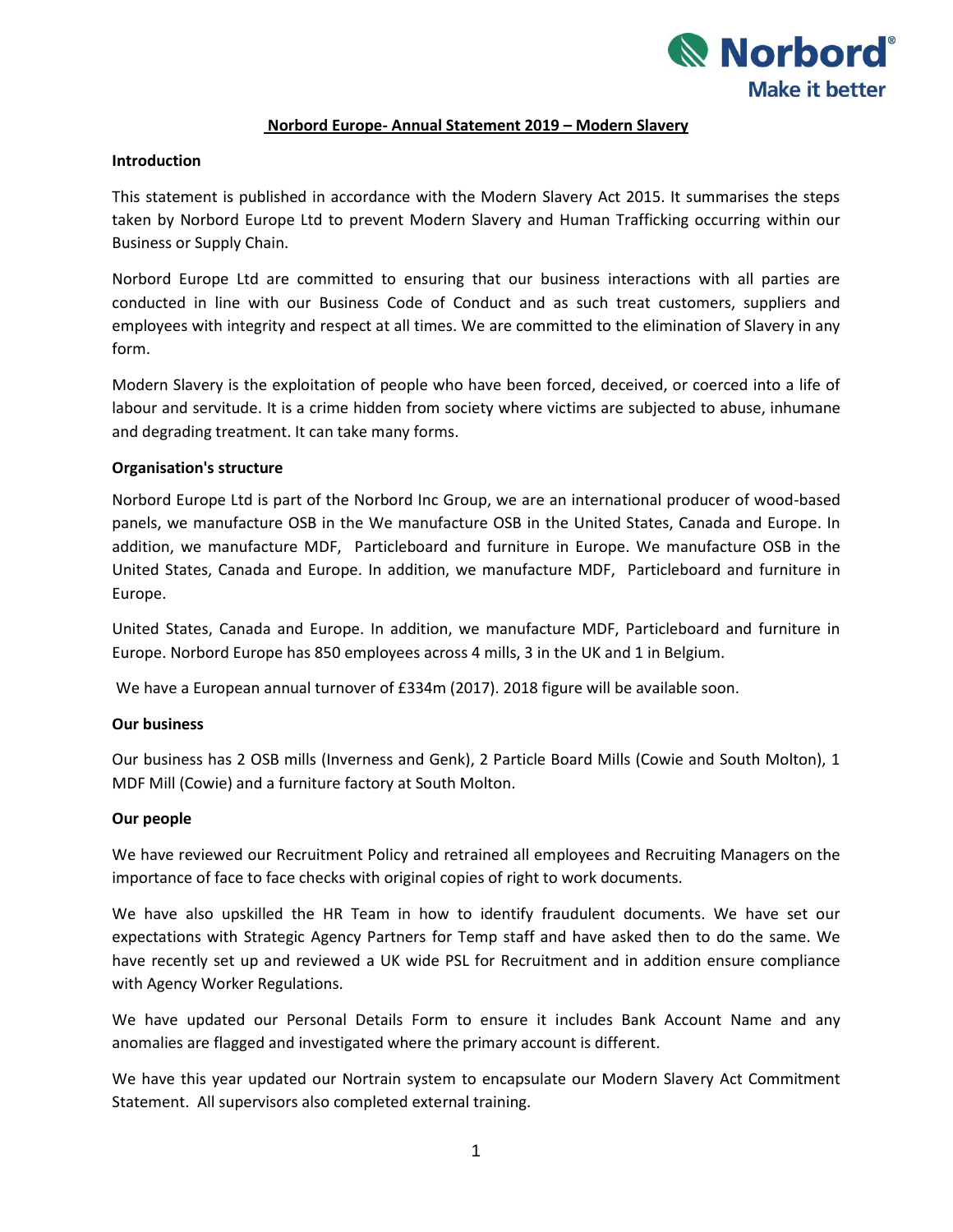# Norbord Europe- Annual Statement 2019 – Modern Slavery

## Introduction

This statement is published in accordance with the Modern Slavery Act 2015. It summarises the steps taken by Norbord Europe Ltd to prevent Modern Slavery and Human Trafficking occurring within our Business or Supply Chain.

Norbord Europe Ltd are committed to ensuring that our business interactions with all parties are conducted in line with our Business Code of Conduct and as such treat customers, suppliers and employees with integrity and respect at all times. We are committed to the elimination of Slavery in any form.

Modern Slavery is the exploitation of people who have been forced, deceived, or coerced into a life of labour and servitude. It is a crime hidden from society where victims are subjected to abuse, inhumane and degrading treatment. It can take many forms.

## Organisation's structure

Norbord Europe Ltd is part of the Norbord Inc Group, we are an international producer of wood-based panels, we manufacture OSB in the We manufacture OSB in the United States, Canada and Europe. In addition, we manufacture MDF, Particleboard and furniture in Europe. We manufacture OSB in the United States, Canada and Europe. In addition, we manufacture MDF, Particleboard and furniture in Europe.

United States, Canada and Europe. In addition, we manufacture MDF, Particleboard and furniture in Europe. Norbord Europe has 850 employees across 4 mills, 3 in the UK and 1 in Belgium.

We have a European annual turnover of £334m (2017). 2018 figure will be available soon.

## Our business

Our business has 2 OSB mills (Inverness and Genk), 2 Particle Board Mills (Cowie and South Molton), 1 MDF Mill (Cowie) and a furniture factory at South Molton.

## Our people

We have reviewed our Recruitment Policy and retrained all employees and Recruiting Managers on the importance of face to face checks with original copies of right to work documents.

We have also upskilled the HR Team in how to identify fraudulent documents. We have set our expectations with Strategic Agency Partners for Temp staff and have asked then to do the same. We have recently set up and reviewed a UK wide PSL for Recruitment and in addition ensure compliance with Agency Worker Regulations.

We have updated our Personal Details Form to ensure it includes Bank Account Name and any anomalies are flagged and investigated where the primary account is different.

We have this year updated our Nortrain system to encapsulate our Modern Slavery Act Commitment Statement. All supervisors also completed external training.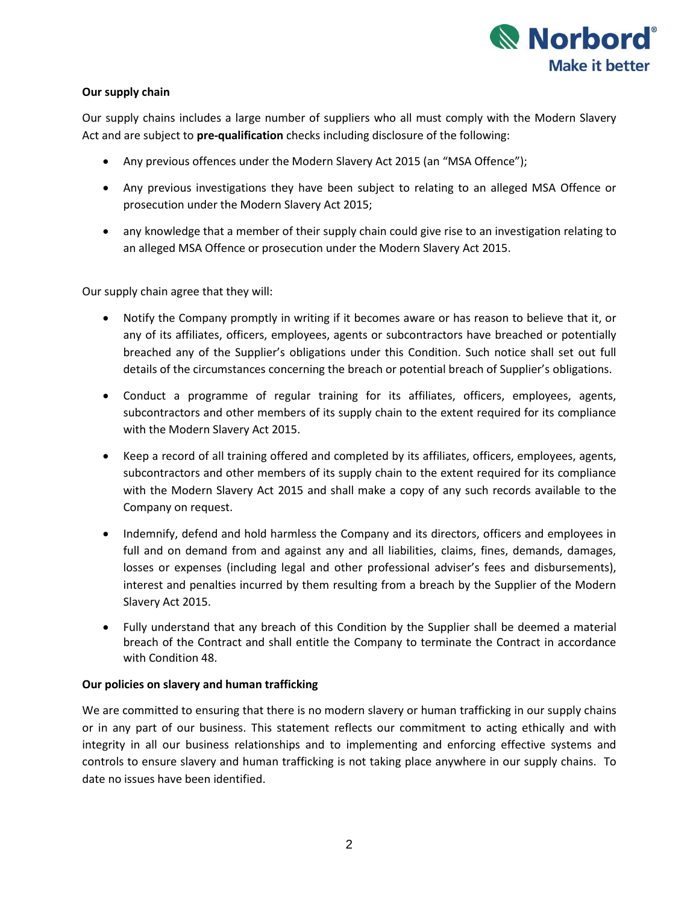**Our supply chain**

Our supply chains includes a large number of suppliers who all must comply with the Modern Slavery Act and are subject to **pre-qualification** checks including disclosure of the following:

- Any previous offences under the Modern Slavery Act 2015 (an "MSA Offence");
- Any previous investigations they have been subject to relating to an alleged MSA Offence or prosecution under the Modern Slavery Act 2015;
- any knowledge that a member of their supply chain could give rise to an investigation relating to an alleged MSA Offence or prosecution under the Modern Slavery Act 2015.

Our supply chain agree that they will:

- Notify the Company promptly in writing if it becomes aware or has reason to believe that it, or any of its affiliates, officers, employees, agents or subcontractors have breached or potentially breached any of the Supplier's obligations under this Condition. Such notice shall set out full details of the circumstances concerning the breach or potential breach of Supplier's obligations.
- Conduct a programme of regular training for its affiliates, officers, employees, agents, subcontractors and other members of its supply chain to the extent required for its compliance with the Modern Slavery Act 2015.
- Keep a record of all training offered and completed by its affiliates, officers, employees, agents, subcontractors and other members of its supply chain to the extent required for its compliance with the Modern Slavery Act 2015 and shall make a copy of any such records available to the Company on request.
- Indemnify, defend and hold harmless the Company and its directors, officers and employees in full and on demand from and against any and all liabilities, claims, fines, demands, damages, losses or expenses (including legal and other professional adviser's fees and disbursements), interest and penalties incurred by them resulting from a breach by the Supplier of the Modern Slavery Act 2015.
- Fully understand that any breach of this Condition by the Supplier shall be deemed a material breach of the Contract and shall entitle the Company to terminate the Contract in accordance with Condition 48.

**Our policies on slavery and human trafficking**

We are committed to ensuring that there is no modern slavery or human trafficking in our supply chains or in any part of our business. This statement reflects our commitment to acting ethically and with integrity in all our business relationships and to implementing and enforcing effective systems and controls to ensure slavery and human trafficking is not taking place anywhere in our supply chains. To date no issues have been identified.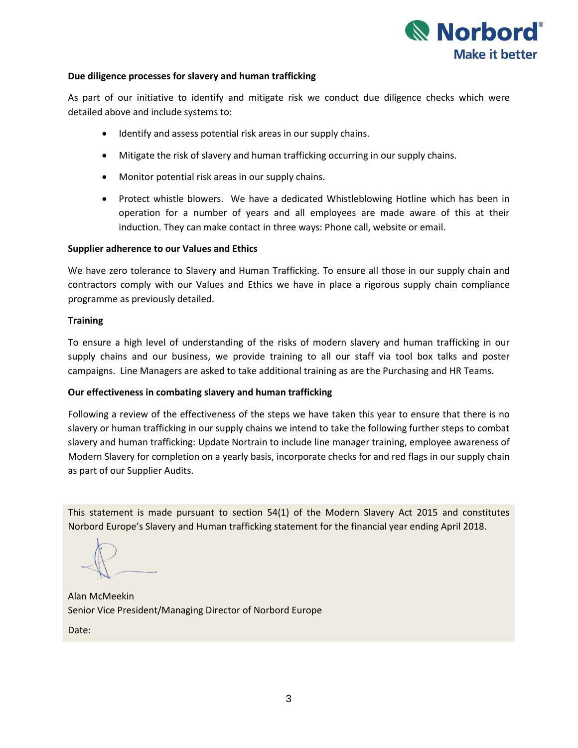**Due diligence processes for slavery and human trafficking**

As part of our initiative to identify and mitigate risk we conduct due diligence checks which were detailed above and include systems to:

- Identify and assess potential risk areas in our supply chains.
- Mitigate the risk of slavery and human trafficking occurring in our supply chains.
- Monitor potential risk areas in our supply chains.
- Protect whistle blowers. We have a dedicated Whistleblowing Hotline which has been in operation for a number of years and all employees are made aware of this at their induction. They can make contact in three ways: Phone call, website or email.

**Supplier adherence to our Values and Ethics**

We have zero tolerance to Slavery and Human Trafficking. To ensure all those in our supply chain and contractors comply with our Values and Ethics we have in place a rigorous supply chain compliance programme as previously detailed.

**Training**

To ensure a high level of understanding of the risks of modern slavery and human trafficking in our supply chains and our business, we provide training to all our staff via tool box talks and poster campaigns. Line Managers are asked to take additional training as are the Purchasing and HR Teams.

**Our effectiveness in combating slavery and human trafficking**

Following a review of the effectiveness of the steps we have taken this year to ensure that there is no slavery or human trafficking in our supply chains we intend to take the following further steps to combat slavery and human trafficking: Update Nortrain to include line manager training, employee awareness of Modern Slavery for completion on a yearly basis, incorporate checks for and red flags in our supply chain as part of our Supplier Audits.

This statement is made pursuant to section 54(1) of the Modern Slavery Act 2015 and constitutes Norbord Europe's Slavery and Human trafficking statement for the financial year ending April 2018.

Alan McMeekin
Senior Vice President/Managing Director of Norbord Europe

Date: